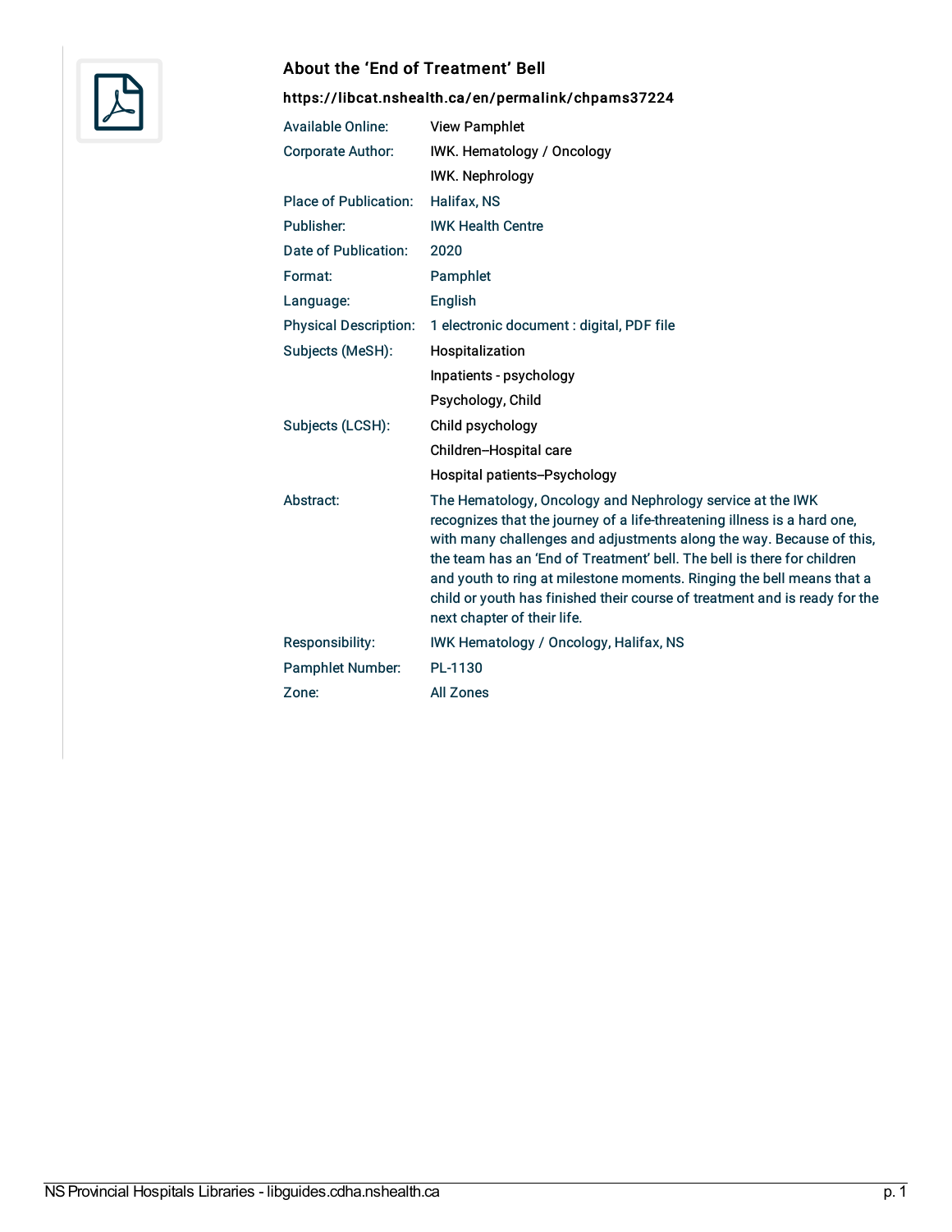## About the 'End of Treatment' Bell

**https://libcat.nshealth.ca/en/permalink/chpams37224**

| | |
|---|---|
| Available Online: | View Pamphlet |
| Corporate Author: | IWK. Hematology / Oncology |
| | IWK. Nephrology |
| Place of Publication: | Halifax, NS |
| Publisher: | IWK Health Centre |
| Date of Publication: | 2020 |
| Format: | Pamphlet |
| Language: | English |
| Physical Description: | 1 electronic document : digital, PDF file |
| Subjects (MeSH): | Hospitalization |
| | Inpatients - psychology |
| | Psychology, Child |
| Subjects (LCSH): | Child psychology |
| | Children--Hospital care |
| | Hospital patients--Psychology |
| Abstract: | The Hematology, Oncology and Nephrology service at the IWK recognizes that the journey of a life-threatening illness is a hard one, with many challenges and adjustments along the way. Because of this, the team has an 'End of Treatment' bell. The bell is there for children and youth to ring at milestone moments. Ringing the bell means that a child or youth has finished their course of treatment and is ready for the next chapter of their life. |
| Responsibility: | IWK Hematology / Oncology, Halifax, NS |
| Pamphlet Number: | PL-1130 |
| Zone: | All Zones |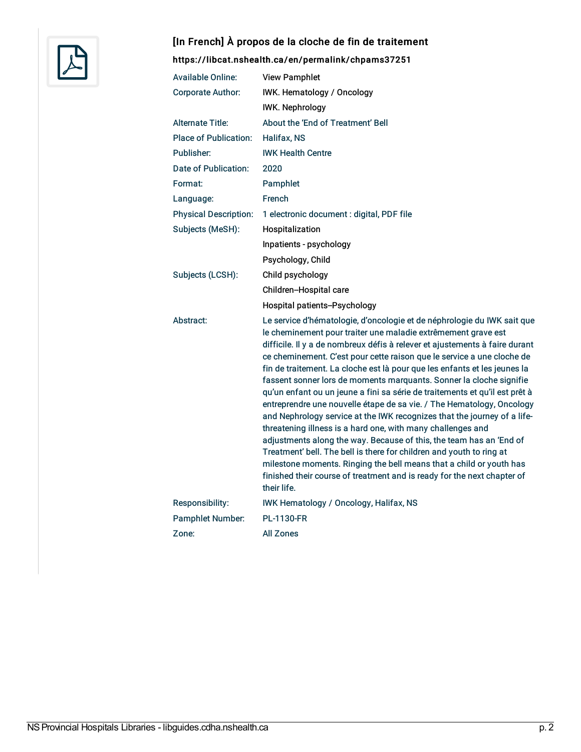## [In French] À propos de la cloche de fin de traitement

**https://libcat.nshealth.ca/en/permalink/chpams37251**

| | |
|---|---|
| Available Online: | View Pamphlet |
| Corporate Author: | IWK. Hematology / Oncology |
| | IWK. Nephrology |
| Alternate Title: | About the 'End of Treatment' Bell |
| Place of Publication: | Halifax, NS |
| Publisher: | IWK Health Centre |
| Date of Publication: | 2020 |
| Format: | Pamphlet |
| Language: | French |
| Physical Description: | 1 electronic document : digital, PDF file |
| Subjects (MeSH): | Hospitalization |
| | Inpatients - psychology |
| | Psychology, Child |
| Subjects (LCSH): | Child psychology |
| | Children--Hospital care |
| | Hospital patients--Psychology |
| Abstract: | Le service d'hématologie, d'oncologie et de néphrologie du IWK sait que le cheminement pour traiter une maladie extrêmement grave est difficile. Il y a de nombreux défis à relever et ajustements à faire durant ce cheminement. C'est pour cette raison que le service a une cloche de fin de traitement. La cloche est là pour que les enfants et les jeunes la fassent sonner lors de moments marquants. Sonner la cloche signifie qu'un enfant ou un jeune a fini sa série de traitements et qu'il est prêt à entreprendre une nouvelle étape de sa vie. / The Hematology, Oncology and Nephrology service at the IWK recognizes that the journey of a life-threatening illness is a hard one, with many challenges and adjustments along the way. Because of this, the team has an 'End of Treatment' bell. The bell is there for children and youth to ring at milestone moments. Ringing the bell means that a child or youth has finished their course of treatment and is ready for the next chapter of their life. |
| Responsibility: | IWK Hematology / Oncology, Halifax, NS |
| Pamphlet Number: | PL-1130-FR |
| Zone: | All Zones |